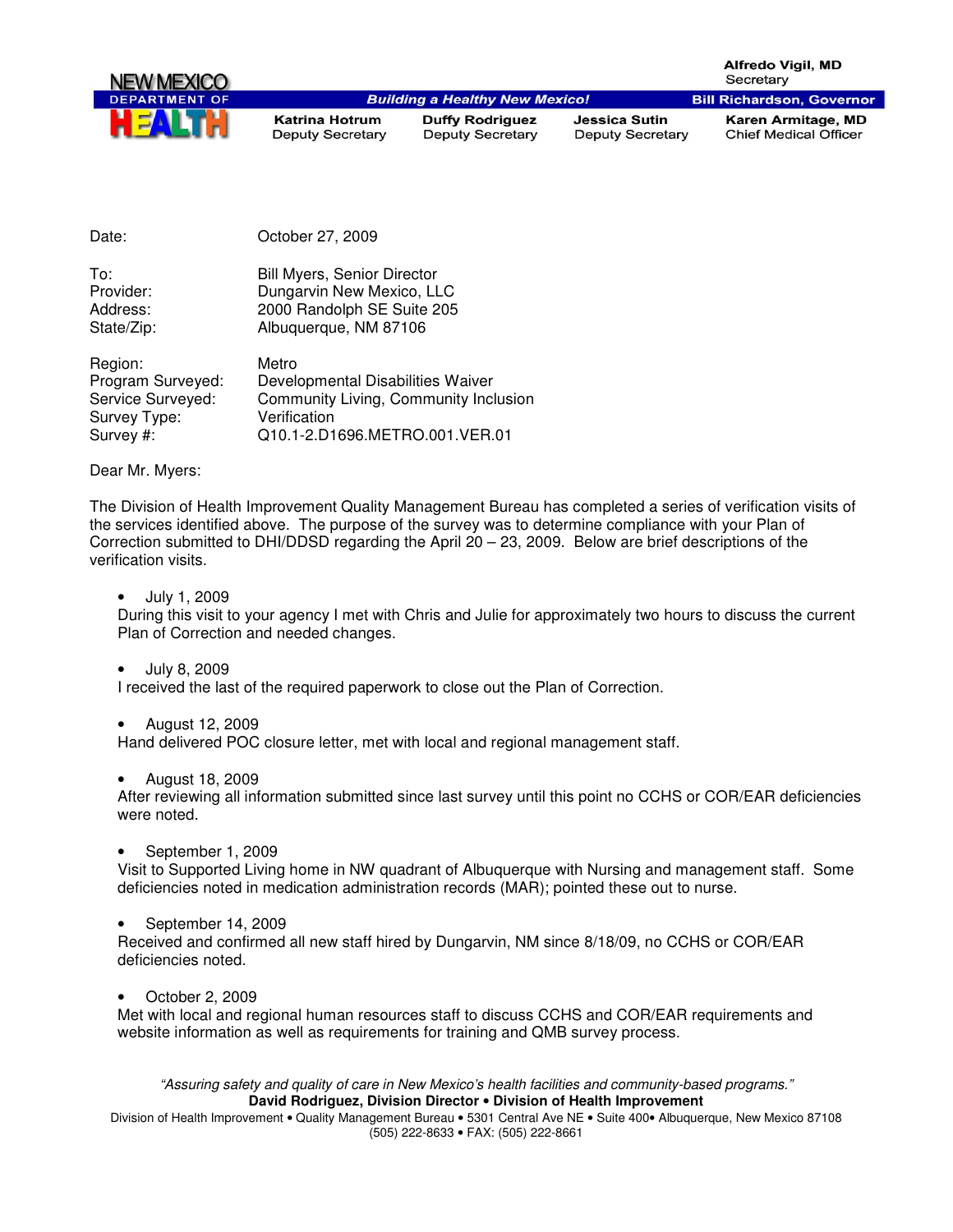NEW MEXICO
DEPARTMENT OF
HEALTH

**Alfredo Vigil, MD**
Secretary

***Building a Healthy New Mexico!*** | **Bill Richardson, Governor**

**Katrina Hotrum** Deputy Secretary | **Duffy Rodriguez** Deputy Secretary | **Jessica Sutin** Deputy Secretary | **Karen Armitage, MD** Chief Medical Officer

Date: October 27, 2009

To: Bill Myers, Senior Director
Provider: Dungarvin New Mexico, LLC
Address: 2000 Randolph SE Suite 205
State/Zip: Albuquerque, NM 87106

Region: Metro
Program Surveyed: Developmental Disabilities Waiver
Service Surveyed: Community Living, Community Inclusion
Survey Type: Verification
Survey #: Q10.1-2.D1696.METRO.001.VER.01

Dear Mr. Myers:

The Division of Health Improvement Quality Management Bureau has completed a series of verification visits of the services identified above. The purpose of the survey was to determine compliance with your Plan of Correction submitted to DHI/DDSD regarding the April 20 – 23, 2009. Below are brief descriptions of the verification visits.

- July 1, 2009
During this visit to your agency I met with Chris and Julie for approximately two hours to discuss the current Plan of Correction and needed changes.

- July 8, 2009
I received the last of the required paperwork to close out the Plan of Correction.

- August 12, 2009
Hand delivered POC closure letter, met with local and regional management staff.

- August 18, 2009
After reviewing all information submitted since last survey until this point no CCHS or COR/EAR deficiencies were noted.

- September 1, 2009
Visit to Supported Living home in NW quadrant of Albuquerque with Nursing and management staff. Some deficiencies noted in medication administration records (MAR); pointed these out to nurse.

- September 14, 2009
Received and confirmed all new staff hired by Dungarvin, NM since 8/18/09, no CCHS or COR/EAR deficiencies noted.

- October 2, 2009
Met with local and regional human resources staff to discuss CCHS and COR/EAR requirements and website information as well as requirements for training and QMB survey process.

*"Assuring safety and quality of care in New Mexico's health facilities and community-based programs."*
**David Rodriguez, Division Director • Division of Health Improvement**
Division of Health Improvement • Quality Management Bureau • 5301 Central Ave NE • Suite 400• Albuquerque, New Mexico 87108
(505) 222-8633 • FAX: (505) 222-8661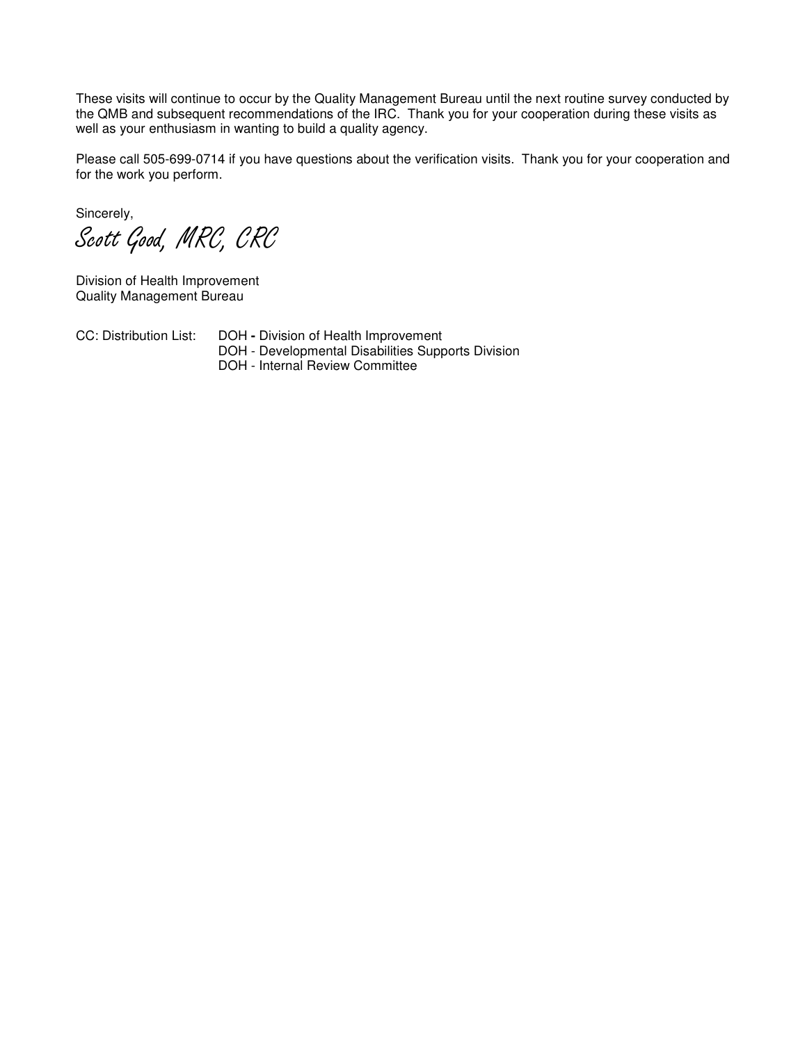These visits will continue to occur by the Quality Management Bureau until the next routine survey conducted by the QMB and subsequent recommendations of the IRC. Thank you for your cooperation during these visits as well as your enthusiasm in wanting to build a quality agency.

Please call 505-699-0714 if you have questions about the verification visits. Thank you for your cooperation and for the work you perform.

Sincerely,

*Scott Good, MRC, CRC*

Division of Health Improvement
Quality Management Bureau

CC: Distribution List: DOH - Division of Health Improvement
DOH - Developmental Disabilities Supports Division
DOH - Internal Review Committee